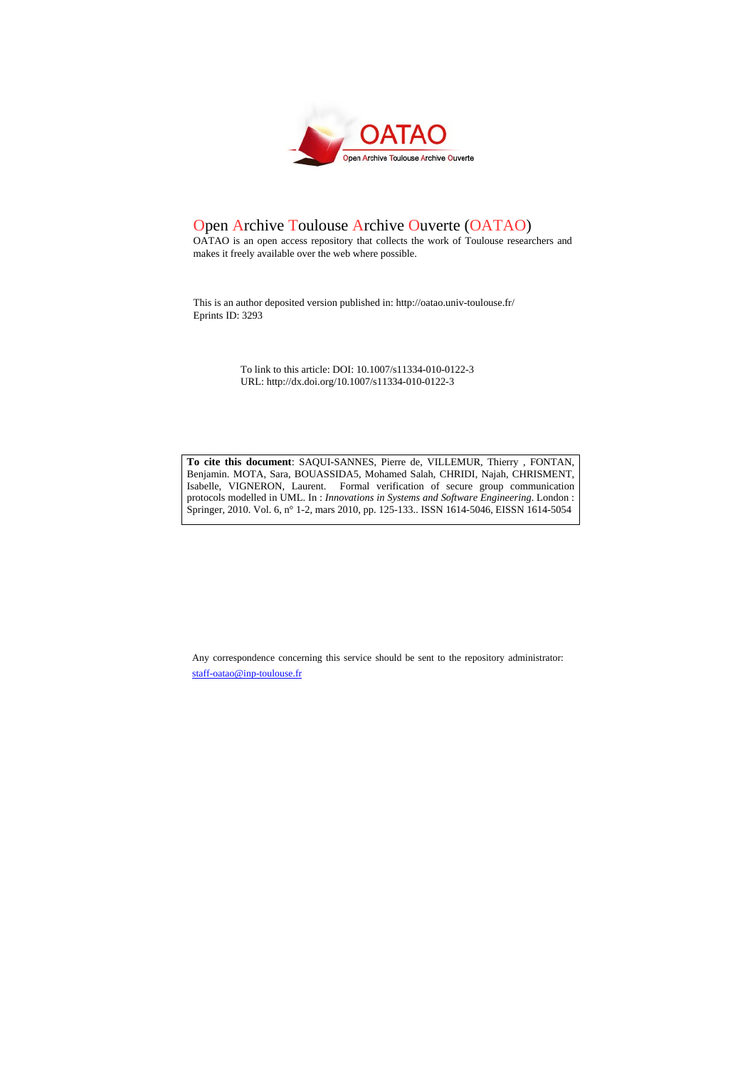OATAO

Open Archive Toulouse Archive Ouverte

# Open Archive Toulouse Archive Ouverte (OATAO)

OATAO is an open access repository that collects the work of Toulouse researchers and makes it freely available over the web where possible.

This is an author deposited version published in: http://oatao.univ-toulouse.fr/
Eprints ID: 3293

To link to this article: DOI: 10.1007/s11334-010-0122-3
URL: http://dx.doi.org/10.1007/s11334-010-0122-3

**To cite this document**: SAQUI-SANNES, Pierre de, VILLEMUR, Thierry , FONTAN, Benjamin. MOTA, Sara, BOUASSIDA5, Mohamed Salah, CHRIDI, Najah, CHRISMENT, Isabelle, VIGNERON, Laurent. Formal verification of secure group communication protocols modelled in UML. In : *Innovations in Systems and Software Engineering*. London : Springer, 2010. Vol. 6, n° 1-2, mars 2010, pp. 125-133.. ISSN 1614-5046, EISSN 1614-5054

Any correspondence concerning this service should be sent to the repository administrator: staff-oatao@inp-toulouse.fr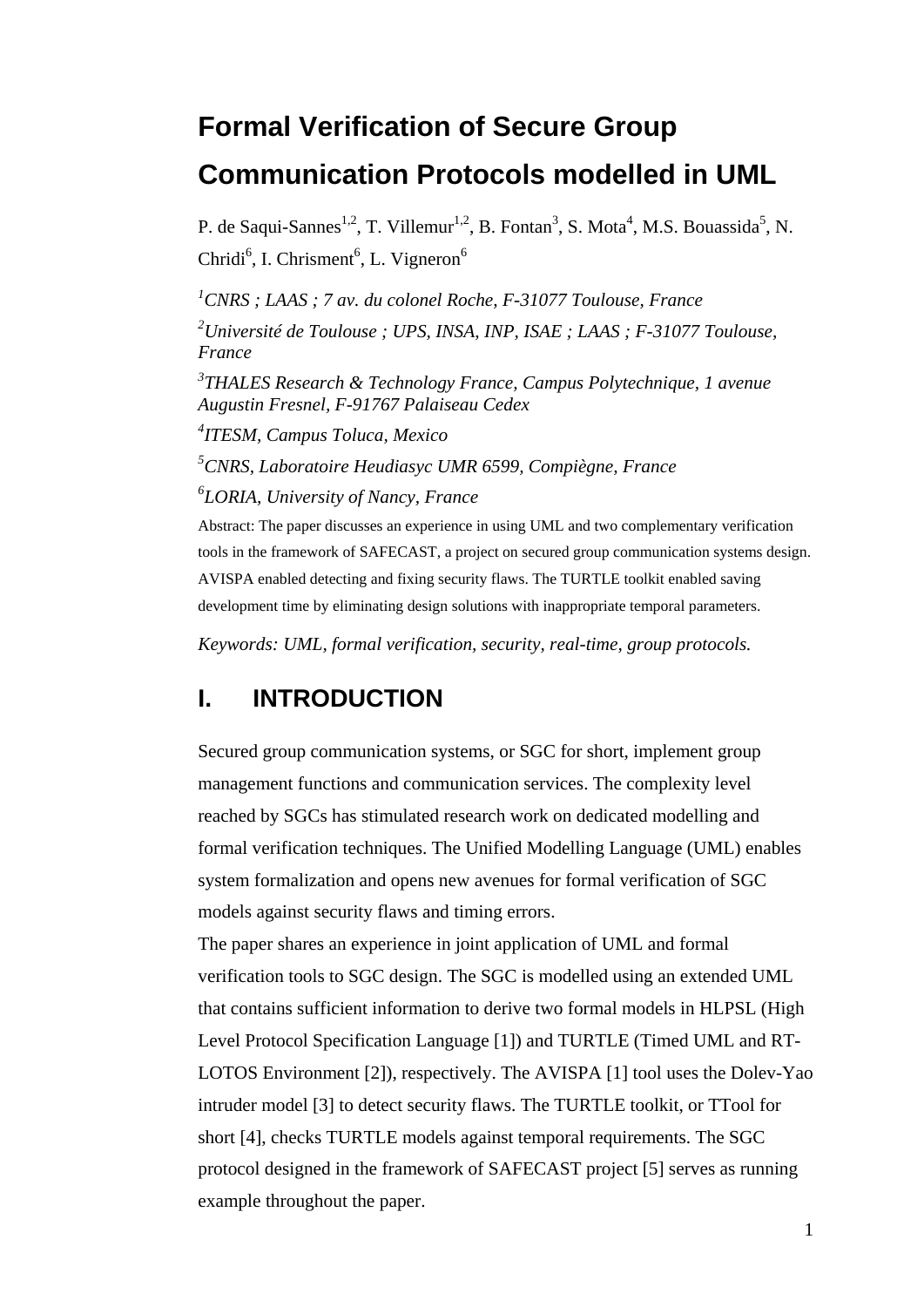# Formal Verification of Secure Group Communication Protocols modelled in UML

P. de Saqui-Sannes[1,2], T. Villemur[1,2], B. Fontan[3], S. Mota[4], M.S. Bouassida[5], N. Chridi[6], I. Chrisment[6], L. Vigneron[6]

*[1]CNRS ; LAAS ; 7 av. du colonel Roche, F-31077 Toulouse, France*

*[2]Université de Toulouse ; UPS, INSA, INP, ISAE ; LAAS ; F-31077 Toulouse, France*

*[3]THALES Research & Technology France, Campus Polytechnique, 1 avenue Augustin Fresnel, F-91767 Palaiseau Cedex*

*[4]ITESM, Campus Toluca, Mexico*

*[5]CNRS, Laboratoire Heudiasyc UMR 6599, Compiègne, France*

*[6]LORIA, University of Nancy, France*

Abstract: The paper discusses an experience in using UML and two complementary verification tools in the framework of SAFECAST, a project on secured group communication systems design. AVISPA enabled detecting and fixing security flaws. The TURTLE toolkit enabled saving development time by eliminating design solutions with inappropriate temporal parameters.

*Keywords: UML, formal verification, security, real-time, group protocols.*

## I. INTRODUCTION

Secured group communication systems, or SGC for short, implement group management functions and communication services. The complexity level reached by SGCs has stimulated research work on dedicated modelling and formal verification techniques. The Unified Modelling Language (UML) enables system formalization and opens new avenues for formal verification of SGC models against security flaws and timing errors.

The paper shares an experience in joint application of UML and formal verification tools to SGC design. The SGC is modelled using an extended UML that contains sufficient information to derive two formal models in HLPSL (High Level Protocol Specification Language [1]) and TURTLE (Timed UML and RT-LOTOS Environment [2]), respectively. The AVISPA [1] tool uses the Dolev-Yao intruder model [3] to detect security flaws. The TURTLE toolkit, or TTool for short [4], checks TURTLE models against temporal requirements. The SGC protocol designed in the framework of SAFECAST project [5] serves as running example throughout the paper.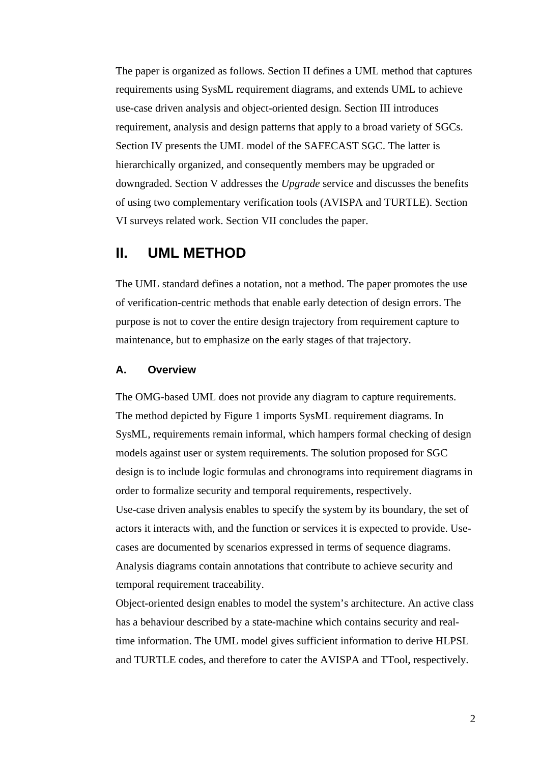The paper is organized as follows. Section II defines a UML method that captures requirements using SysML requirement diagrams, and extends UML to achieve use-case driven analysis and object-oriented design. Section III introduces requirement, analysis and design patterns that apply to a broad variety of SGCs. Section IV presents the UML model of the SAFECAST SGC. The latter is hierarchically organized, and consequently members may be upgraded or downgraded. Section V addresses the *Upgrade* service and discusses the benefits of using two complementary verification tools (AVISPA and TURTLE). Section VI surveys related work. Section VII concludes the paper.

# II. UML METHOD

The UML standard defines a notation, not a method. The paper promotes the use of verification-centric methods that enable early detection of design errors. The purpose is not to cover the entire design trajectory from requirement capture to maintenance, but to emphasize on the early stages of that trajectory.

## A. Overview

The OMG-based UML does not provide any diagram to capture requirements. The method depicted by Figure 1 imports SysML requirement diagrams. In SysML, requirements remain informal, which hampers formal checking of design models against user or system requirements. The solution proposed for SGC design is to include logic formulas and chronograms into requirement diagrams in order to formalize security and temporal requirements, respectively.

Use-case driven analysis enables to specify the system by its boundary, the set of actors it interacts with, and the function or services it is expected to provide. Use-cases are documented by scenarios expressed in terms of sequence diagrams. Analysis diagrams contain annotations that contribute to achieve security and temporal requirement traceability.

Object-oriented design enables to model the system's architecture. An active class has a behaviour described by a state-machine which contains security and real-time information. The UML model gives sufficient information to derive HLPSL and TURTLE codes, and therefore to cater the AVISPA and TTool, respectively.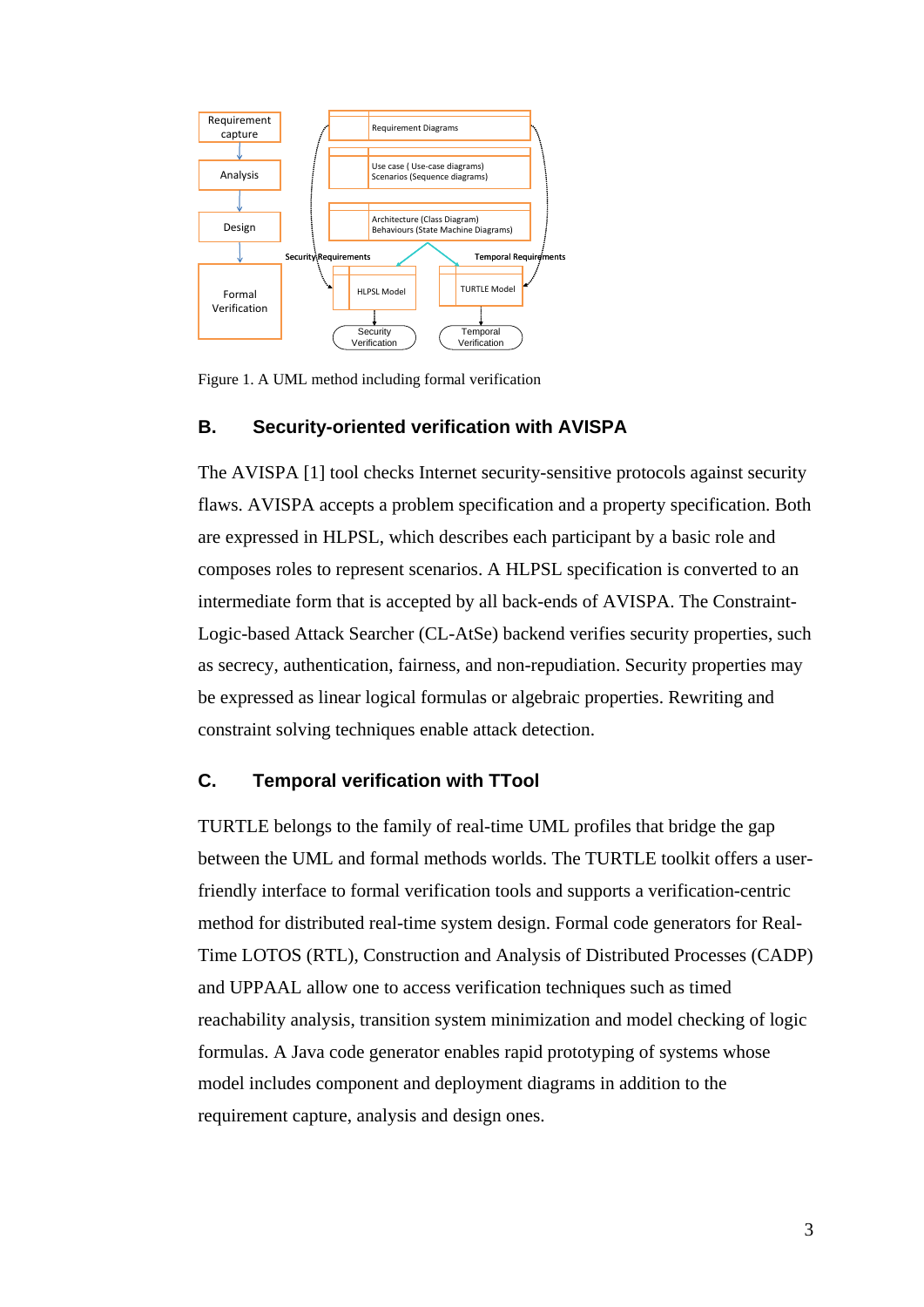Figure 1. A UML method including formal verification

### B. Security-oriented verification with AVISPA

The AVISPA [1] tool checks Internet security-sensitive protocols against security flaws. AVISPA accepts a problem specification and a property specification. Both are expressed in HLPSL, which describes each participant by a basic role and composes roles to represent scenarios. A HLPSL specification is converted to an intermediate form that is accepted by all back-ends of AVISPA. The Constraint-Logic-based Attack Searcher (CL-AtSe) backend verifies security properties, such as secrecy, authentication, fairness, and non-repudiation. Security properties may be expressed as linear logical formulas or algebraic properties. Rewriting and constraint solving techniques enable attack detection.

### C. Temporal verification with TTool

TURTLE belongs to the family of real-time UML profiles that bridge the gap between the UML and formal methods worlds. The TURTLE toolkit offers a user-friendly interface to formal verification tools and supports a verification-centric method for distributed real-time system design. Formal code generators for Real-Time LOTOS (RTL), Construction and Analysis of Distributed Processes (CADP) and UPPAAL allow one to access verification techniques such as timed reachability analysis, transition system minimization and model checking of logic formulas. A Java code generator enables rapid prototyping of systems whose model includes component and deployment diagrams in addition to the requirement capture, analysis and design ones.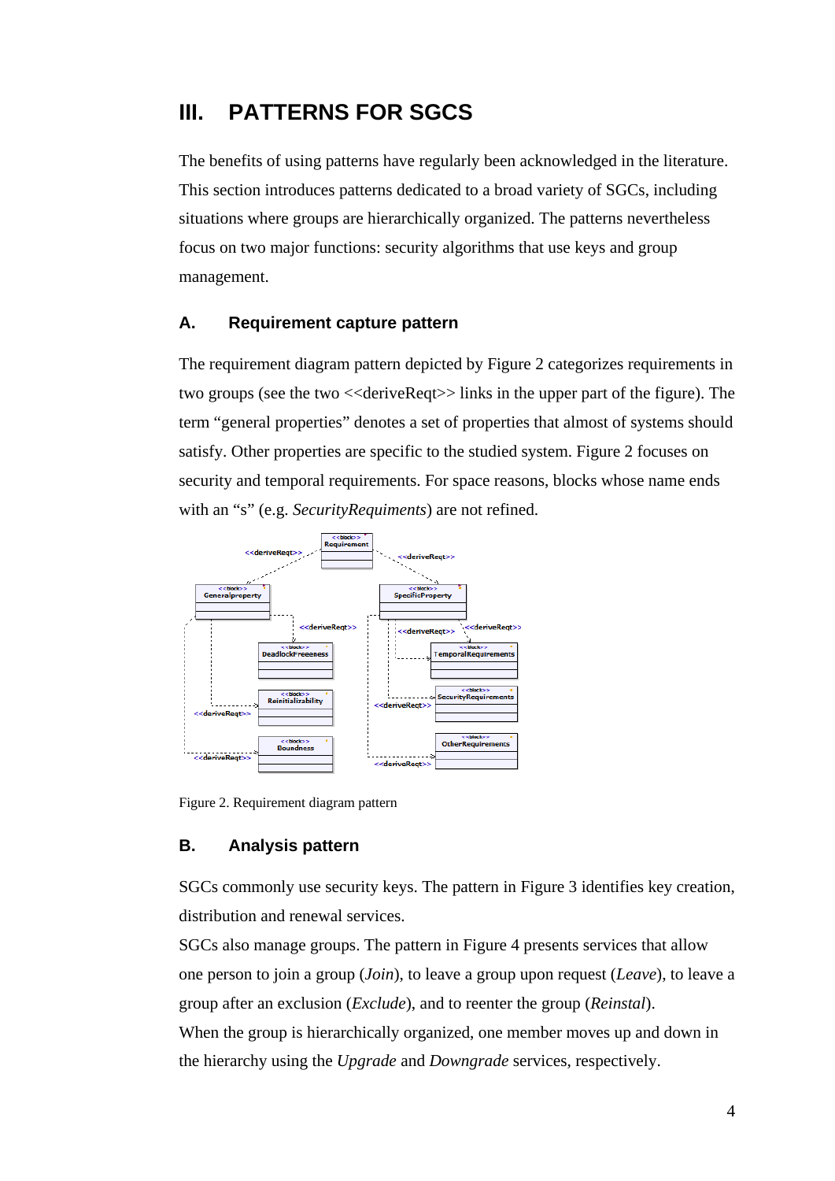# III. PATTERNS FOR SGCS

The benefits of using patterns have regularly been acknowledged in the literature. This section introduces patterns dedicated to a broad variety of SGCs, including situations where groups are hierarchically organized. The patterns nevertheless focus on two major functions: security algorithms that use keys and group management.

## A. Requirement capture pattern

The requirement diagram pattern depicted by Figure 2 categorizes requirements in two groups (see the two <<deriveReqt>> links in the upper part of the figure). The term "general properties" denotes a set of properties that almost of systems should satisfy. Other properties are specific to the studied system. Figure 2 focuses on security and temporal requirements. For space reasons, blocks whose name ends with an "s" (e.g. *SecurityRequiments*) are not refined.

Figure 2. Requirement diagram pattern

## B. Analysis pattern

SGCs commonly use security keys. The pattern in Figure 3 identifies key creation, distribution and renewal services.

SGCs also manage groups. The pattern in Figure 4 presents services that allow one person to join a group (*Join*), to leave a group upon request (*Leave*), to leave a group after an exclusion (*Exclude*), and to reenter the group (*Reinstal*).

When the group is hierarchically organized, one member moves up and down in the hierarchy using the *Upgrade* and *Downgrade* services, respectively.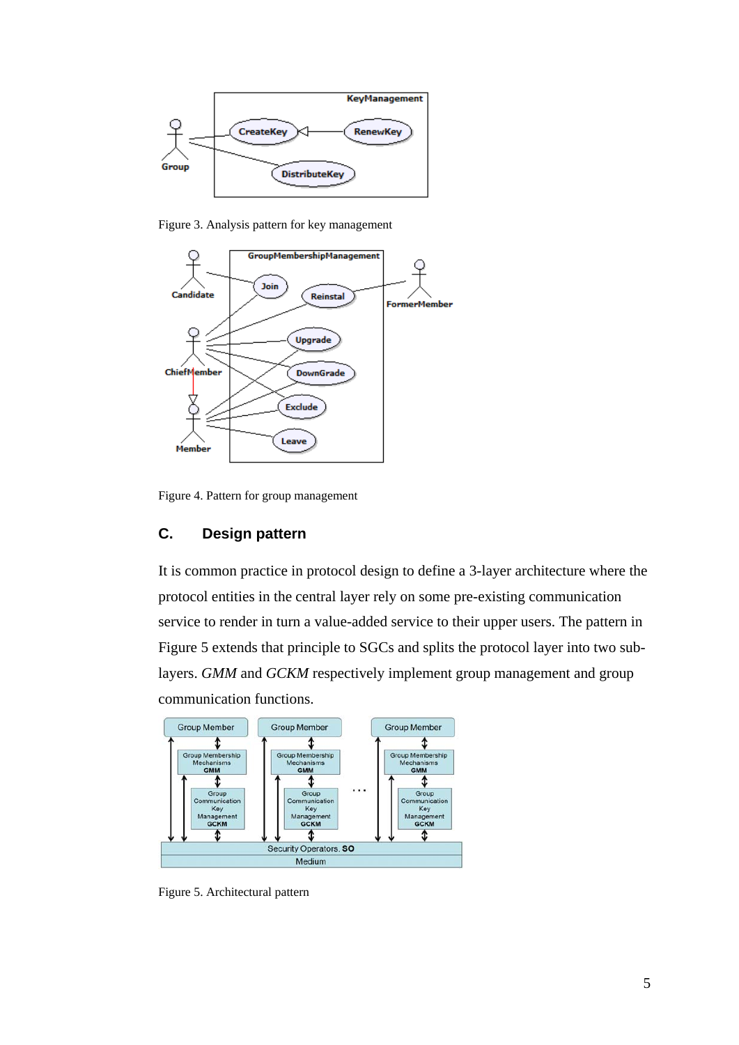Figure 3. Analysis pattern for key management

Figure 4. Pattern for group management

## C. Design pattern

It is common practice in protocol design to define a 3-layer architecture where the protocol entities in the central layer rely on some pre-existing communication service to render in turn a value-added service to their upper users. The pattern in Figure 5 extends that principle to SGCs and splits the protocol layer into two sub-layers. *GMM* and *GCKM* respectively implement group management and group communication functions.

Figure 5. Architectural pattern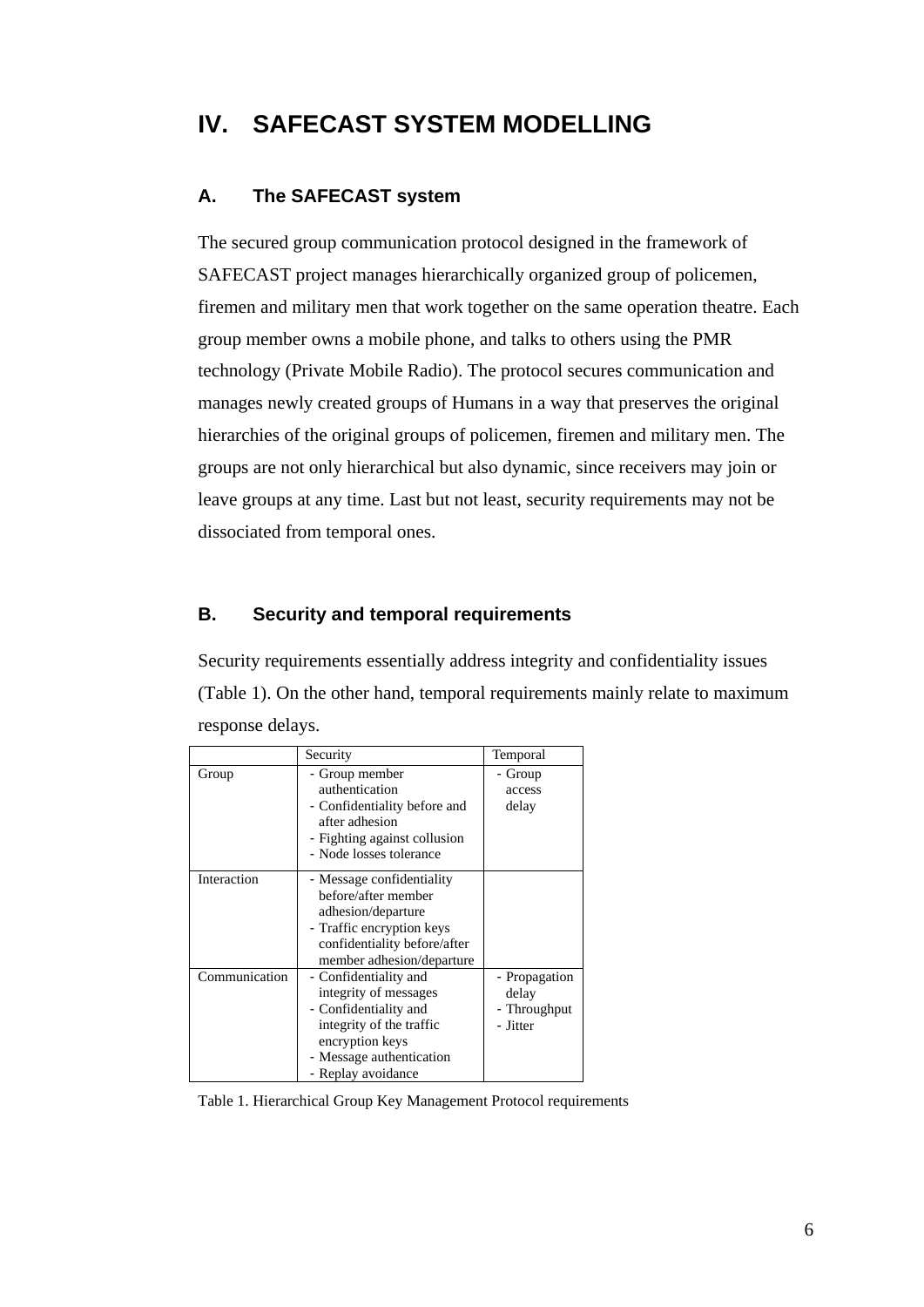# IV. SAFECAST SYSTEM MODELLING

## A. The SAFECAST system

The secured group communication protocol designed in the framework of SAFECAST project manages hierarchically organized group of policemen, firemen and military men that work together on the same operation theatre. Each group member owns a mobile phone, and talks to others using the PMR technology (Private Mobile Radio). The protocol secures communication and manages newly created groups of Humans in a way that preserves the original hierarchies of the original groups of policemen, firemen and military men. The groups are not only hierarchical but also dynamic, since receivers may join or leave groups at any time. Last but not least, security requirements may not be dissociated from temporal ones.

## B. Security and temporal requirements

Security requirements essentially address integrity and confidentiality issues (Table 1). On the other hand, temporal requirements mainly relate to maximum response delays.

| | Security | Temporal |
|---|---|---|
| Group | - Group member authentication<br>- Confidentiality before and after adhesion<br>- Fighting against collusion<br>- Node losses tolerance | - Group access delay |
| Interaction | - Message confidentiality before/after member adhesion/departure<br>- Traffic encryption keys confidentiality before/after member adhesion/departure | |
| Communication | - Confidentiality and integrity of messages<br>- Confidentiality and integrity of the traffic encryption keys<br>- Message authentication<br>- Replay avoidance | - Propagation delay<br>- Throughput<br>- Jitter |

Table 1. Hierarchical Group Key Management Protocol requirements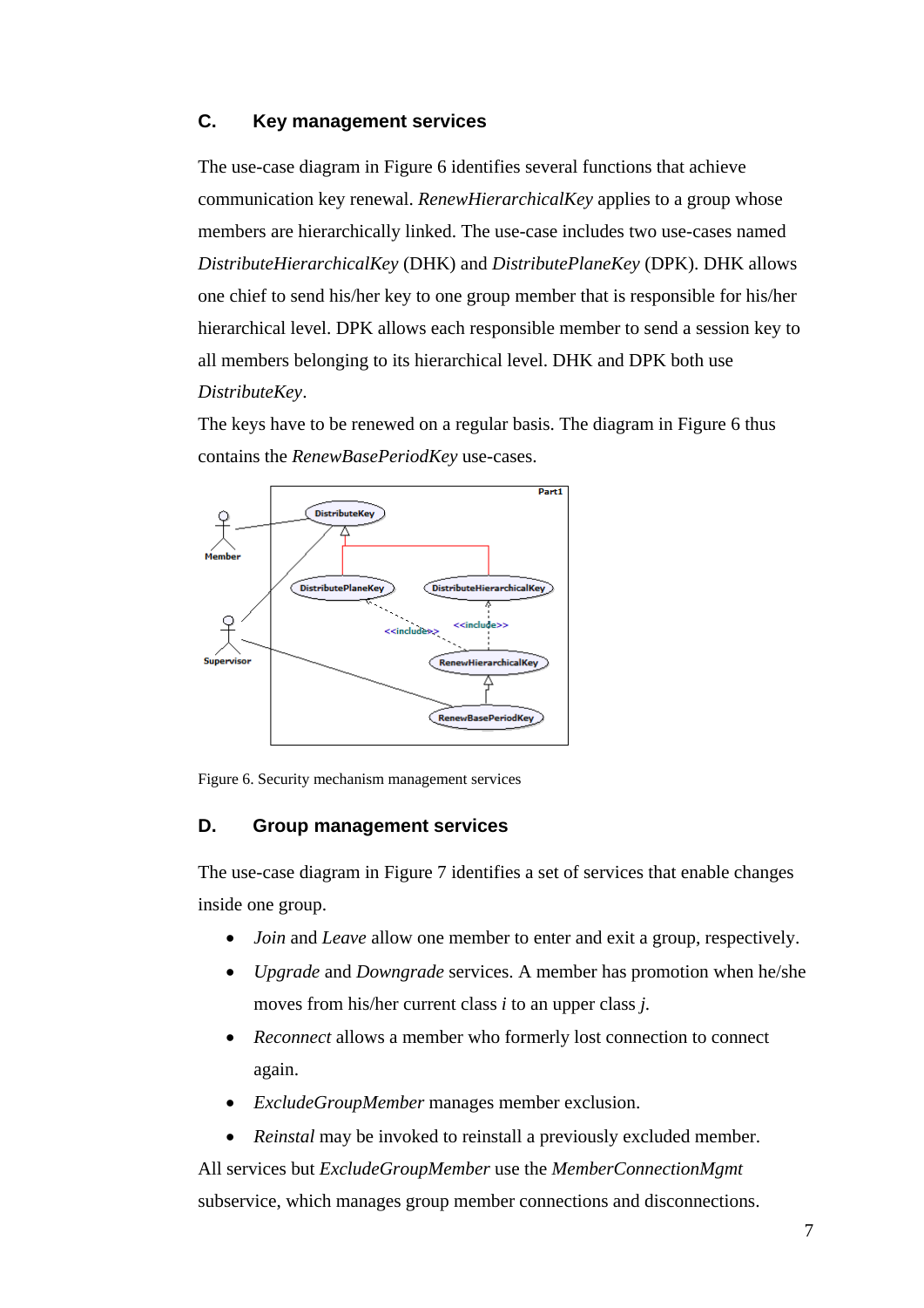### C. Key management services

The use-case diagram in Figure 6 identifies several functions that achieve communication key renewal. *RenewHierarchicalKey* applies to a group whose members are hierarchically linked. The use-case includes two use-cases named *DistributeHierarchicalKey* (DHK) and *DistributePlaneKey* (DPK). DHK allows one chief to send his/her key to one group member that is responsible for his/her hierarchical level. DPK allows each responsible member to send a session key to all members belonging to its hierarchical level. DHK and DPK both use *DistributeKey*.

The keys have to be renewed on a regular basis. The diagram in Figure 6 thus contains the *RenewBasePeriodKey* use-cases.

Figure 6. Security mechanism management services

### D. Group management services

The use-case diagram in Figure 7 identifies a set of services that enable changes inside one group.

- *Join* and *Leave* allow one member to enter and exit a group, respectively.
- *Upgrade* and *Downgrade* services. A member has promotion when he/she moves from his/her current class *i* to an upper class *j*.
- *Reconnect* allows a member who formerly lost connection to connect again.
- *ExcludeGroupMember* manages member exclusion.
- *Reinstal* may be invoked to reinstall a previously excluded member.

All services but *ExcludeGroupMember* use the *MemberConnectionMgmt* subservice, which manages group member connections and disconnections.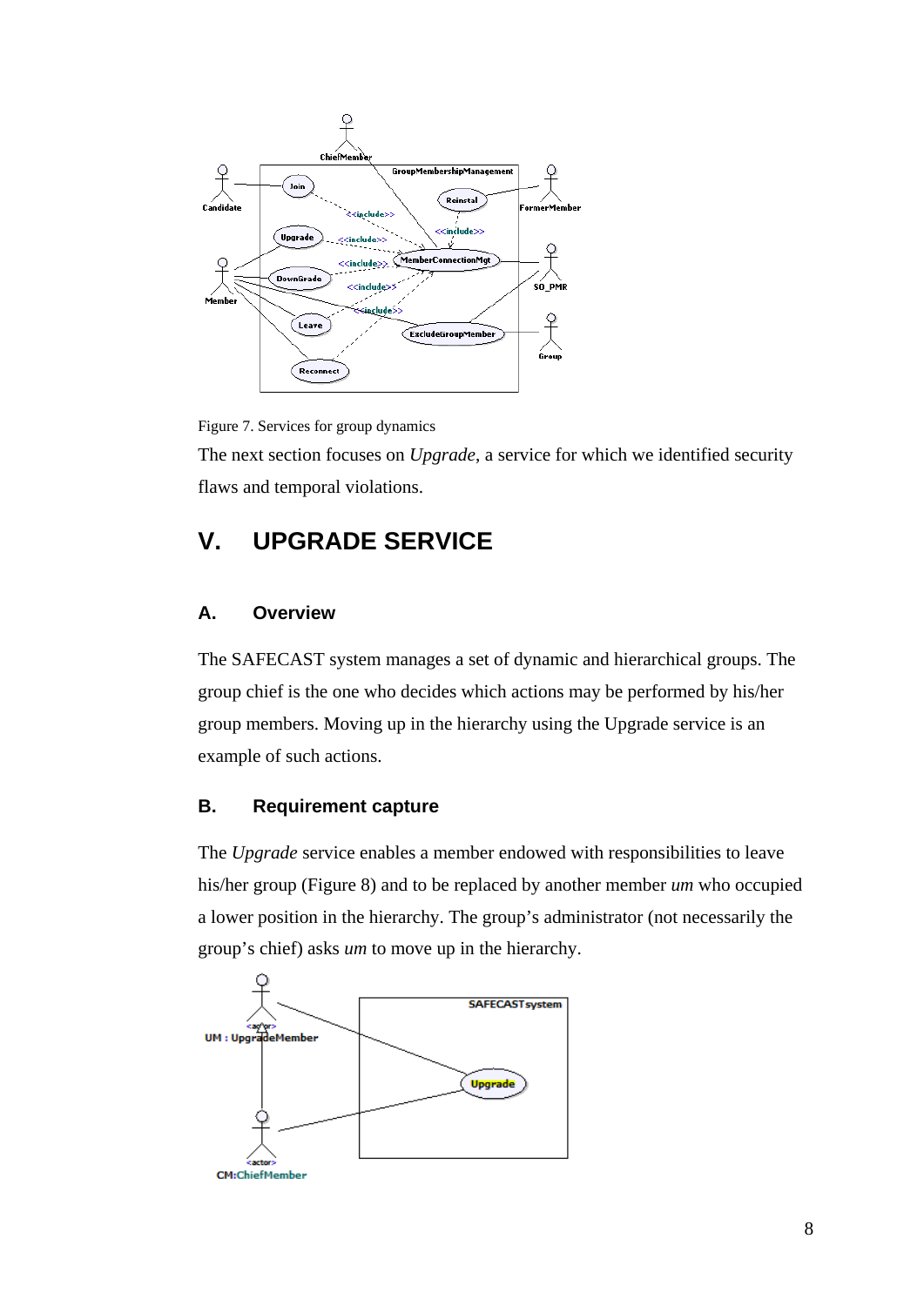Figure 7. Services for group dynamics

The next section focuses on *Upgrade*, a service for which we identified security flaws and temporal violations.

# V. UPGRADE SERVICE

## A. Overview

The SAFECAST system manages a set of dynamic and hierarchical groups. The group chief is the one who decides which actions may be performed by his/her group members. Moving up in the hierarchy using the Upgrade service is an example of such actions.

## B. Requirement capture

The *Upgrade* service enables a member endowed with responsibilities to leave his/her group (Figure 8) and to be replaced by another member *um* who occupied a lower position in the hierarchy. The group's administrator (not necessarily the group's chief) asks *um* to move up in the hierarchy.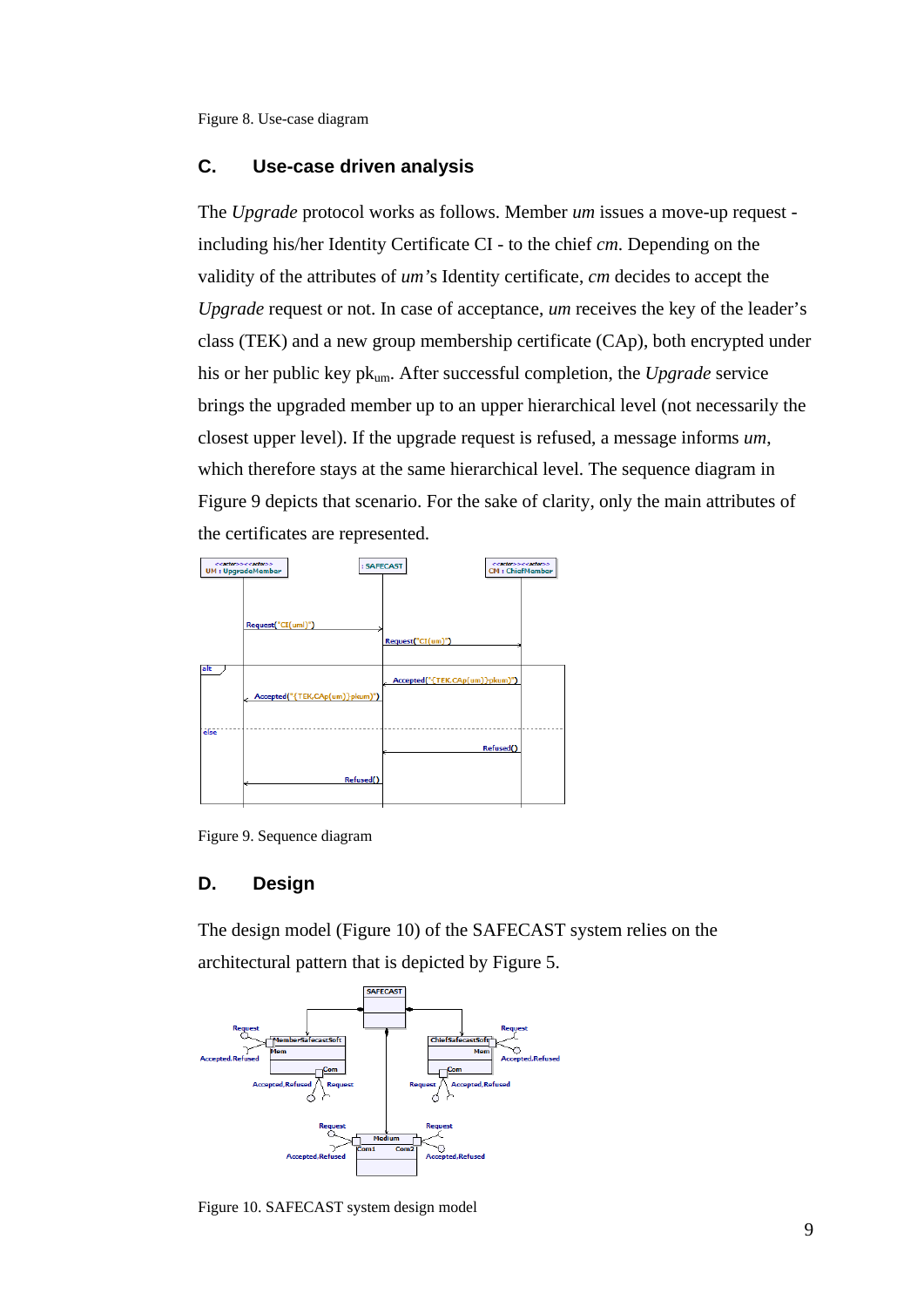Figure 8. Use-case diagram

## C. Use-case driven analysis

The *Upgrade* protocol works as follows. Member *um* issues a move-up request - including his/her Identity Certificate CI - to the chief *cm*. Depending on the validity of the attributes of *um*'s Identity certificate, *cm* decides to accept the *Upgrade* request or not. In case of acceptance, *um* receives the key of the leader's class (TEK) and a new group membership certificate (CAp), both encrypted under his or her public key $pk_{um}$. After successful completion, the *Upgrade* service brings the upgraded member up to an upper hierarchical level (not necessarily the closest upper level). If the upgrade request is refused, a message informs *um*, which therefore stays at the same hierarchical level. The sequence diagram in Figure 9 depicts that scenario. For the sake of clarity, only the main attributes of the certificates are represented.

Figure 9. Sequence diagram

## D. Design

The design model (Figure 10) of the SAFECAST system relies on the architectural pattern that is depicted by Figure 5.

Figure 10. SAFECAST system design model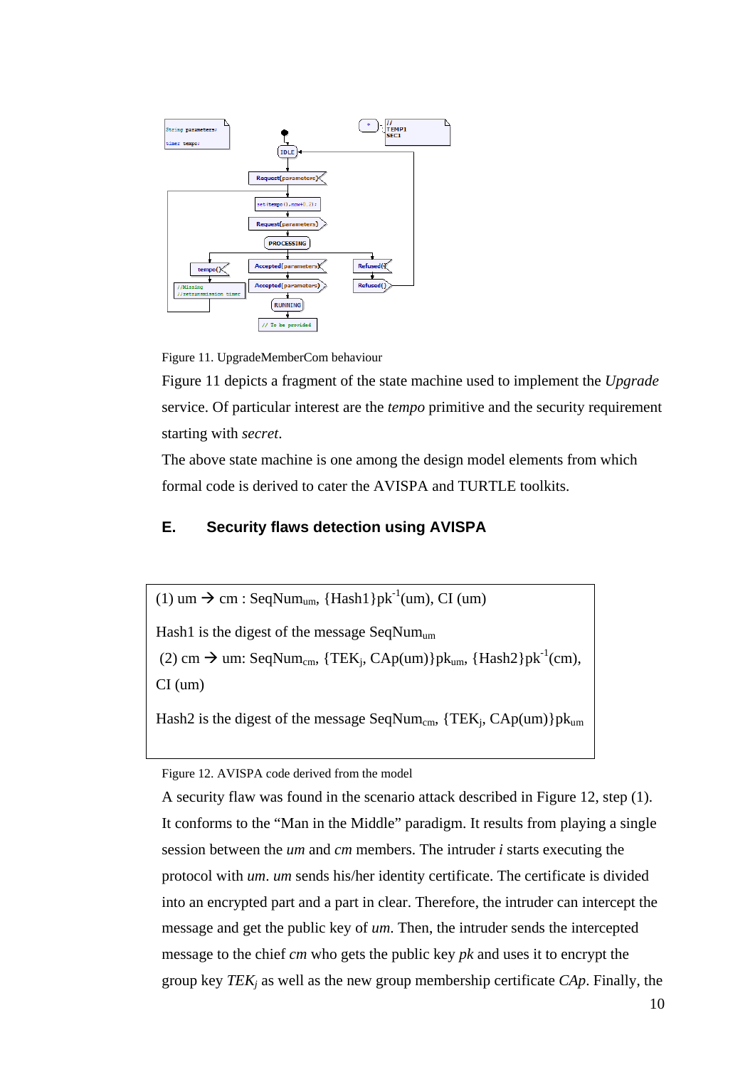Figure 11. UpgradeMemberCom behaviour

Figure 11 depicts a fragment of the state machine used to implement the *Upgrade* service. Of particular interest are the *tempo* primitive and the security requirement starting with *secret*.

The above state machine is one among the design model elements from which formal code is derived to cater the AVISPA and TURTLE toolkits.

## E. Security flaws detection using AVISPA

(1) um → cm : $SeqNum_{um}$, $\{Hash1\}pk^{-1}(um)$, CI (um)

Hash1 is the digest of the message $SeqNum_{um}$

(2) cm → um: $SeqNum_{cm}$, $\{TEK_j, CAp(um)\}pk_{um}$, $\{Hash2\}pk^{-1}(cm)$, CI (um)

Hash2 is the digest of the message $SeqNum_{cm}$, $\{TEK_j, CAp(um)\}pk_{um}$

Figure 12. AVISPA code derived from the model

A security flaw was found in the scenario attack described in Figure 12, step (1). It conforms to the "Man in the Middle" paradigm. It results from playing a single session between the *um* and *cm* members. The intruder *i* starts executing the protocol with *um*. *um* sends his/her identity certificate. The certificate is divided into an encrypted part and a part in clear. Therefore, the intruder can intercept the message and get the public key of *um*. Then, the intruder sends the intercepted message to the chief *cm* who gets the public key *pk* and uses it to encrypt the group key $TEK_j$ as well as the new group membership certificate *CAp*. Finally, the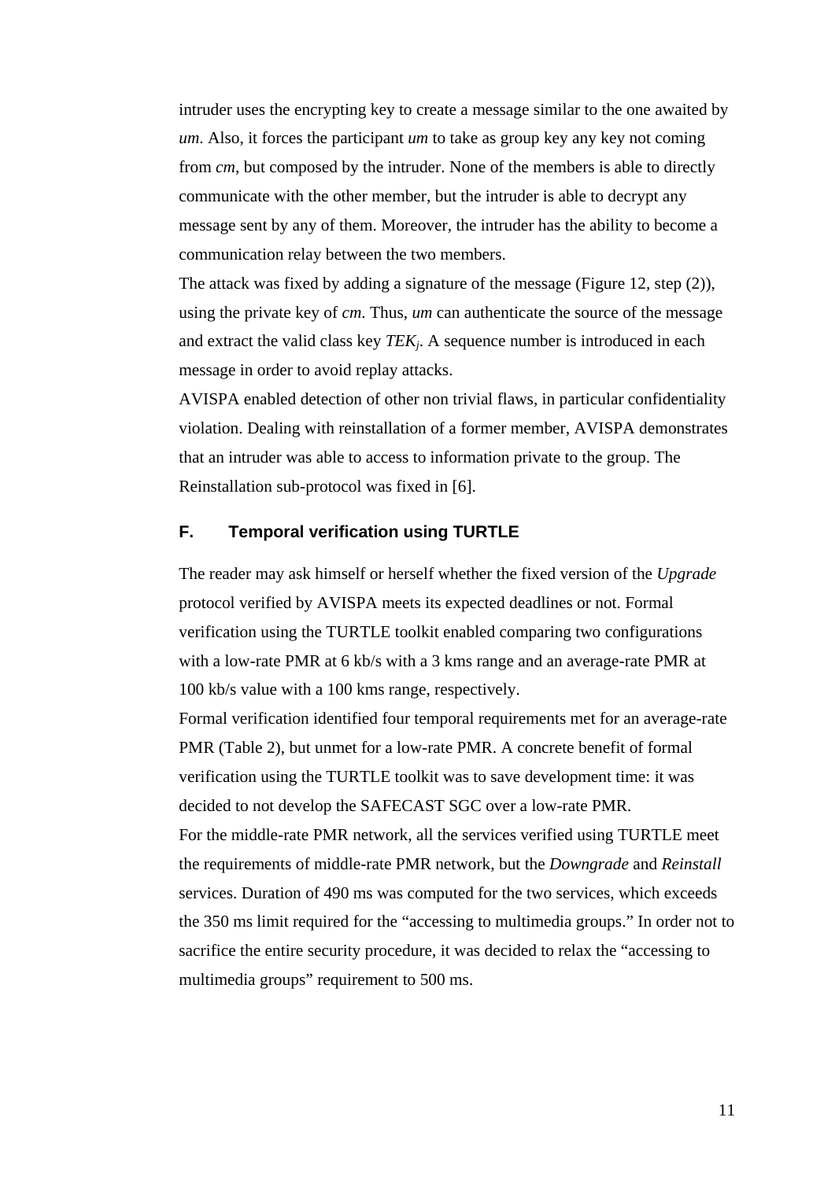intruder uses the encrypting key to create a message similar to the one awaited by *um*. Also, it forces the participant *um* to take as group key any key not coming from *cm*, but composed by the intruder. None of the members is able to directly communicate with the other member, but the intruder is able to decrypt any message sent by any of them. Moreover, the intruder has the ability to become a communication relay between the two members.

The attack was fixed by adding a signature of the message (Figure 12, step (2)), using the private key of *cm*. Thus, *um* can authenticate the source of the message and extract the valid class key $TEK_j$. A sequence number is introduced in each message in order to avoid replay attacks.

AVISPA enabled detection of other non trivial flaws, in particular confidentiality violation. Dealing with reinstallation of a former member, AVISPA demonstrates that an intruder was able to access to information private to the group. The Reinstallation sub-protocol was fixed in [6].

### F. Temporal verification using TURTLE

The reader may ask himself or herself whether the fixed version of the *Upgrade* protocol verified by AVISPA meets its expected deadlines or not. Formal verification using the TURTLE toolkit enabled comparing two configurations with a low-rate PMR at 6 kb/s with a 3 kms range and an average-rate PMR at 100 kb/s value with a 100 kms range, respectively.

Formal verification identified four temporal requirements met for an average-rate PMR (Table 2), but unmet for a low-rate PMR. A concrete benefit of formal verification using the TURTLE toolkit was to save development time: it was decided to not develop the SAFECAST SGC over a low-rate PMR.

For the middle-rate PMR network, all the services verified using TURTLE meet the requirements of middle-rate PMR network, but the *Downgrade* and *Reinstall* services. Duration of 490 ms was computed for the two services, which exceeds the 350 ms limit required for the "accessing to multimedia groups." In order not to sacrifice the entire security procedure, it was decided to relax the "accessing to multimedia groups" requirement to 500 ms.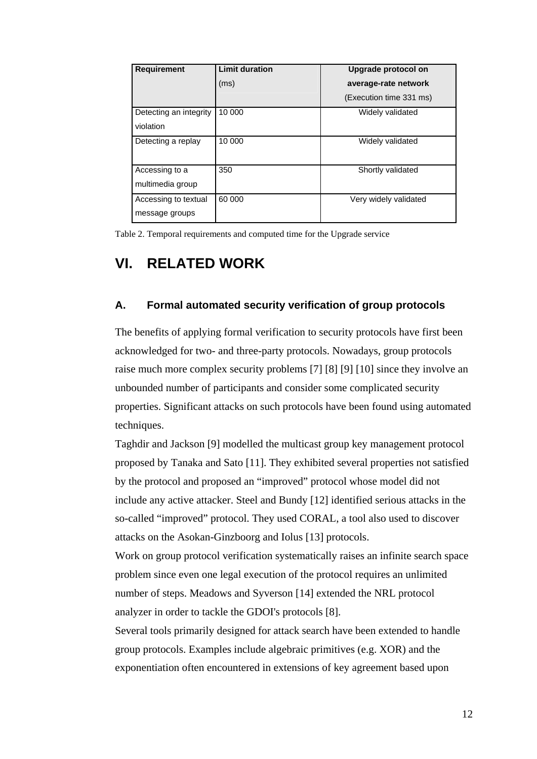| Requirement | Limit duration (ms) | Upgrade protocol on average-rate network (Execution time 331 ms) |
|---|---|---|
| Detecting an integrity violation | 10 000 | Widely validated |
| Detecting a replay | 10 000 | Widely validated |
| Accessing to a multimedia group | 350 | Shortly validated |
| Accessing to textual message groups | 60 000 | Very widely validated |

Table 2. Temporal requirements and computed time for the Upgrade service

# VI. RELATED WORK

## A. Formal automated security verification of group protocols

The benefits of applying formal verification to security protocols have first been acknowledged for two- and three-party protocols. Nowadays, group protocols raise much more complex security problems [7] [8] [9] [10] since they involve an unbounded number of participants and consider some complicated security properties. Significant attacks on such protocols have been found using automated techniques.

Taghdir and Jackson [9] modelled the multicast group key management protocol proposed by Tanaka and Sato [11]. They exhibited several properties not satisfied by the protocol and proposed an “improved” protocol whose model did not include any active attacker. Steel and Bundy [12] identified serious attacks in the so-called “improved” protocol. They used CORAL, a tool also used to discover attacks on the Asokan-Ginzboorg and Iolus [13] protocols.

Work on group protocol verification systematically raises an infinite search space problem since even one legal execution of the protocol requires an unlimited number of steps. Meadows and Syverson [14] extended the NRL protocol analyzer in order to tackle the GDOI's protocols [8].

Several tools primarily designed for attack search have been extended to handle group protocols. Examples include algebraic primitives (e.g. XOR) and the exponentiation often encountered in extensions of key agreement based upon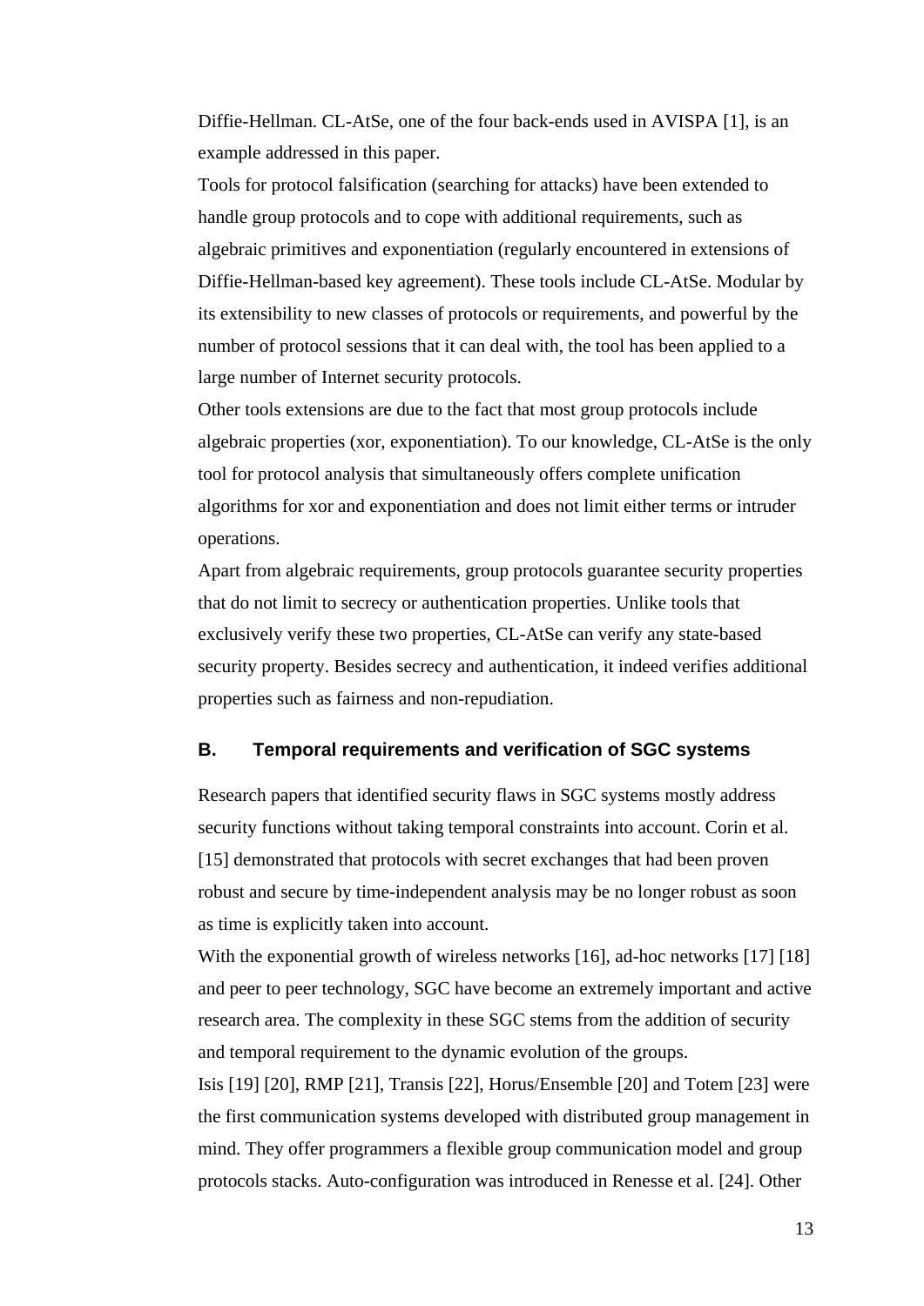Diffie-Hellman. CL-AtSe, one of the four back-ends used in AVISPA [1], is an example addressed in this paper.

Tools for protocol falsification (searching for attacks) have been extended to handle group protocols and to cope with additional requirements, such as algebraic primitives and exponentiation (regularly encountered in extensions of Diffie-Hellman-based key agreement). These tools include CL-AtSe. Modular by its extensibility to new classes of protocols or requirements, and powerful by the number of protocol sessions that it can deal with, the tool has been applied to a large number of Internet security protocols.

Other tools extensions are due to the fact that most group protocols include algebraic properties (xor, exponentiation). To our knowledge, CL-AtSe is the only tool for protocol analysis that simultaneously offers complete unification algorithms for xor and exponentiation and does not limit either terms or intruder operations.

Apart from algebraic requirements, group protocols guarantee security properties that do not limit to secrecy or authentication properties. Unlike tools that exclusively verify these two properties, CL-AtSe can verify any state-based security property. Besides secrecy and authentication, it indeed verifies additional properties such as fairness and non-repudiation.

### B. Temporal requirements and verification of SGC systems

Research papers that identified security flaws in SGC systems mostly address security functions without taking temporal constraints into account. Corin et al. [15] demonstrated that protocols with secret exchanges that had been proven robust and secure by time-independent analysis may be no longer robust as soon as time is explicitly taken into account.

With the exponential growth of wireless networks [16], ad-hoc networks [17] [18] and peer to peer technology, SGC have become an extremely important and active research area. The complexity in these SGC stems from the addition of security and temporal requirement to the dynamic evolution of the groups.

Isis [19] [20], RMP [21], Transis [22], Horus/Ensemble [20] and Totem [23] were the first communication systems developed with distributed group management in mind. They offer programmers a flexible group communication model and group protocols stacks. Auto-configuration was introduced in Renesse et al. [24]. Other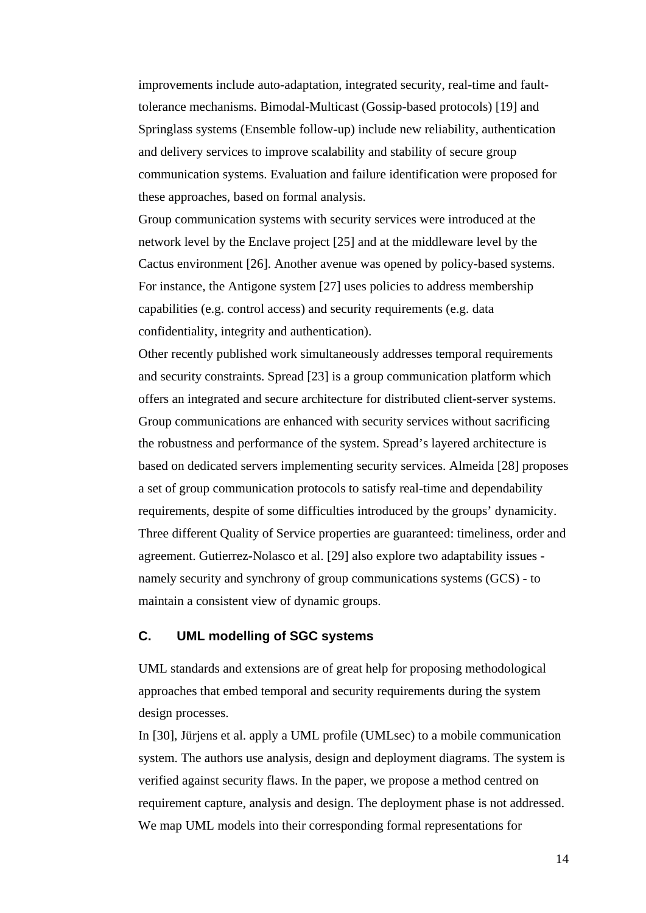improvements include auto-adaptation, integrated security, real-time and fault-tolerance mechanisms. Bimodal-Multicast (Gossip-based protocols) [19] and Springlass systems (Ensemble follow-up) include new reliability, authentication and delivery services to improve scalability and stability of secure group communication systems. Evaluation and failure identification were proposed for these approaches, based on formal analysis.

Group communication systems with security services were introduced at the network level by the Enclave project [25] and at the middleware level by the Cactus environment [26]. Another avenue was opened by policy-based systems. For instance, the Antigone system [27] uses policies to address membership capabilities (e.g. control access) and security requirements (e.g. data confidentiality, integrity and authentication).

Other recently published work simultaneously addresses temporal requirements and security constraints. Spread [23] is a group communication platform which offers an integrated and secure architecture for distributed client-server systems. Group communications are enhanced with security services without sacrificing the robustness and performance of the system. Spread's layered architecture is based on dedicated servers implementing security services. Almeida [28] proposes a set of group communication protocols to satisfy real-time and dependability requirements, despite of some difficulties introduced by the groups' dynamicity. Three different Quality of Service properties are guaranteed: timeliness, order and agreement. Gutierrez-Nolasco et al. [29] also explore two adaptability issues - namely security and synchrony of group communications systems (GCS) - to maintain a consistent view of dynamic groups.

### C. UML modelling of SGC systems

UML standards and extensions are of great help for proposing methodological approaches that embed temporal and security requirements during the system design processes.

In [30], Jürjens et al. apply a UML profile (UMLsec) to a mobile communication system. The authors use analysis, design and deployment diagrams. The system is verified against security flaws. In the paper, we propose a method centred on requirement capture, analysis and design. The deployment phase is not addressed. We map UML models into their corresponding formal representations for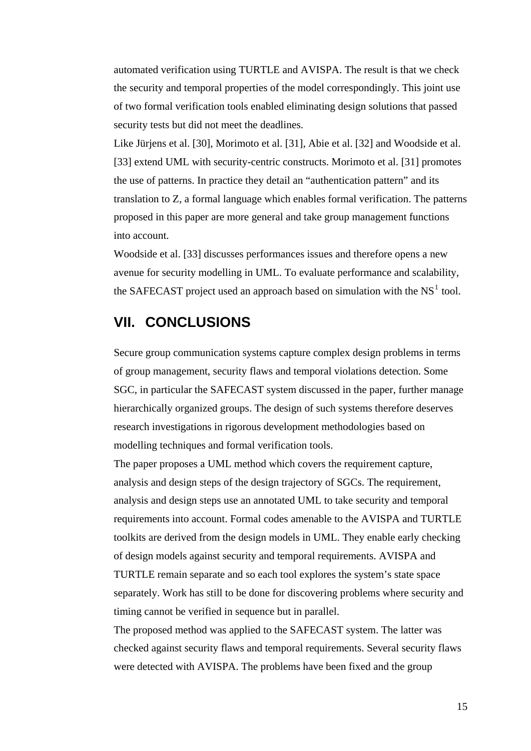automated verification using TURTLE and AVISPA. The result is that we check the security and temporal properties of the model correspondingly. This joint use of two formal verification tools enabled eliminating design solutions that passed security tests but did not meet the deadlines.

Like Jürjens et al. [30], Morimoto et al. [31], Abie et al. [32] and Woodside et al. [33] extend UML with security-centric constructs. Morimoto et al. [31] promotes the use of patterns. In practice they detail an "authentication pattern" and its translation to Z, a formal language which enables formal verification. The patterns proposed in this paper are more general and take group management functions into account.

Woodside et al. [33] discusses performances issues and therefore opens a new avenue for security modelling in UML. To evaluate performance and scalability, the SAFECAST project used an approach based on simulation with the NS[1] tool.

## VII. CONCLUSIONS

Secure group communication systems capture complex design problems in terms of group management, security flaws and temporal violations detection. Some SGC, in particular the SAFECAST system discussed in the paper, further manage hierarchically organized groups. The design of such systems therefore deserves research investigations in rigorous development methodologies based on modelling techniques and formal verification tools.

The paper proposes a UML method which covers the requirement capture, analysis and design steps of the design trajectory of SGCs. The requirement, analysis and design steps use an annotated UML to take security and temporal requirements into account. Formal codes amenable to the AVISPA and TURTLE toolkits are derived from the design models in UML. They enable early checking of design models against security and temporal requirements. AVISPA and TURTLE remain separate and so each tool explores the system's state space separately. Work has still to be done for discovering problems where security and timing cannot be verified in sequence but in parallel.

The proposed method was applied to the SAFECAST system. The latter was checked against security flaws and temporal requirements. Several security flaws were detected with AVISPA. The problems have been fixed and the group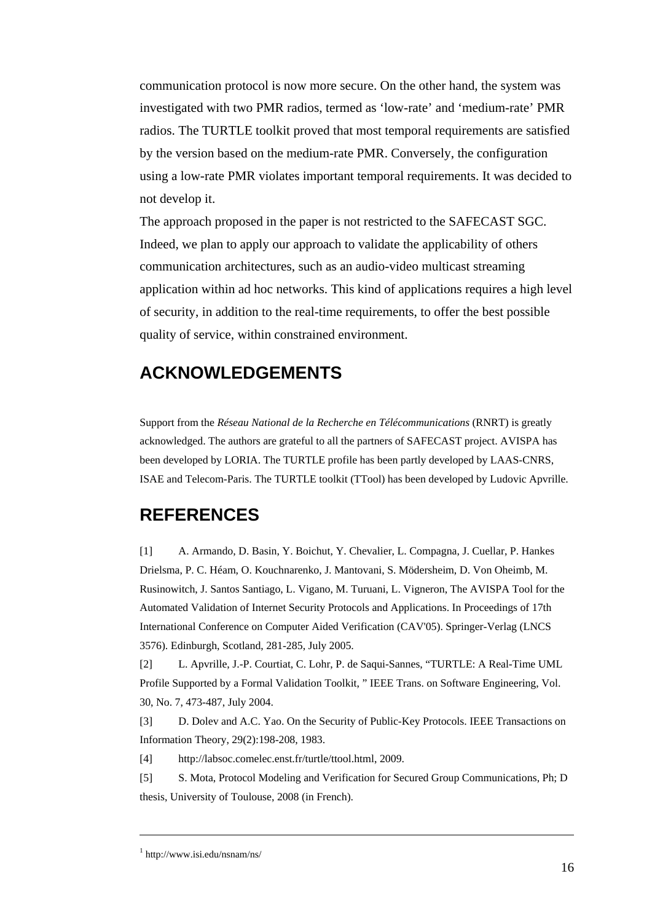communication protocol is now more secure. On the other hand, the system was investigated with two PMR radios, termed as 'low-rate' and 'medium-rate' PMR radios. The TURTLE toolkit proved that most temporal requirements are satisfied by the version based on the medium-rate PMR. Conversely, the configuration using a low-rate PMR violates important temporal requirements. It was decided to not develop it.

The approach proposed in the paper is not restricted to the SAFECAST SGC. Indeed, we plan to apply our approach to validate the applicability of others communication architectures, such as an audio-video multicast streaming application within ad hoc networks. This kind of applications requires a high level of security, in addition to the real-time requirements, to offer the best possible quality of service, within constrained environment.

## ACKNOWLEDGEMENTS

Support from the *Réseau National de la Recherche en Télécommunications* (RNRT) is greatly acknowledged. The authors are grateful to all the partners of SAFECAST project. AVISPA has been developed by LORIA. The TURTLE profile has been partly developed by LAAS-CNRS, ISAE and Telecom-Paris. The TURTLE toolkit (TTool) has been developed by Ludovic Apvrille.

## REFERENCES

[1] A. Armando, D. Basin, Y. Boichut, Y. Chevalier, L. Compagna, J. Cuellar, P. Hankes Drielsma, P. C. Héam, O. Kouchnarenko, J. Mantovani, S. Mödersheim, D. Von Oheimb, M. Rusinowitch, J. Santos Santiago, L. Vigano, M. Turuani, L. Vigneron, The AVISPA Tool for the Automated Validation of Internet Security Protocols and Applications. In Proceedings of 17th International Conference on Computer Aided Verification (CAV'05). Springer-Verlag (LNCS 3576). Edinburgh, Scotland, 281-285, July 2005.

[2] L. Apvrille, J.-P. Courtiat, C. Lohr, P. de Saqui-Sannes, "TURTLE: A Real-Time UML Profile Supported by a Formal Validation Toolkit, " IEEE Trans. on Software Engineering, Vol. 30, No. 7, 473-487, July 2004.

[3] D. Dolev and A.C. Yao. On the Security of Public-Key Protocols. IEEE Transactions on Information Theory, 29(2):198-208, 1983.

[4] http://labsoc.comelec.enst.fr/turtle/ttool.html, 2009.

[5] S. Mota, Protocol Modeling and Verification for Secured Group Communications, Ph; D thesis, University of Toulouse, 2008 (in French).

---

[1] http://www.isi.edu/nsnam/ns/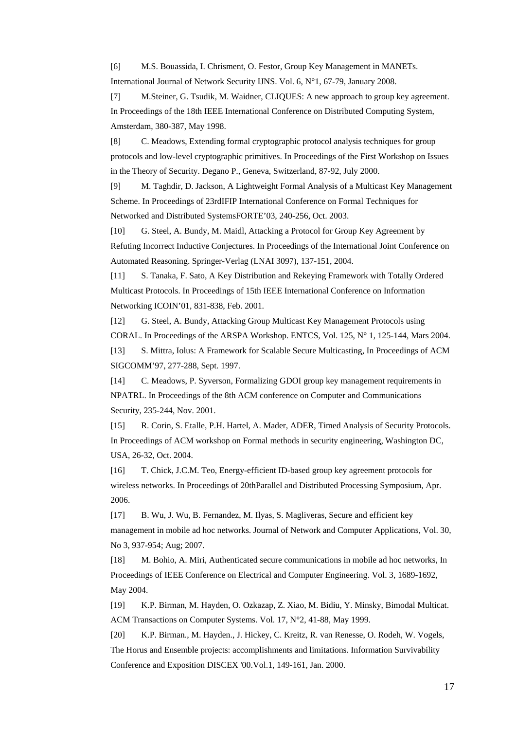[6] M.S. Bouassida, I. Chrisment, O. Festor, Group Key Management in MANETs. International Journal of Network Security IJNS. Vol. 6, N°1, 67-79, January 2008.

[7] M.Steiner, G. Tsudik, M. Waidner, CLIQUES: A new approach to group key agreement. In Proceedings of the 18th IEEE International Conference on Distributed Computing System, Amsterdam, 380-387, May 1998.

[8] C. Meadows, Extending formal cryptographic protocol analysis techniques for group protocols and low-level cryptographic primitives. In Proceedings of the First Workshop on Issues in the Theory of Security. Degano P., Geneva, Switzerland, 87-92, July 2000.

[9] M. Taghdir, D. Jackson, A Lightweight Formal Analysis of a Multicast Key Management Scheme. In Proceedings of 23rdIFIP International Conference on Formal Techniques for Networked and Distributed SystemsFORTE'03, 240-256, Oct. 2003.

[10] G. Steel, A. Bundy, M. Maidl, Attacking a Protocol for Group Key Agreement by Refuting Incorrect Inductive Conjectures. In Proceedings of the International Joint Conference on Automated Reasoning. Springer-Verlag (LNAI 3097), 137-151, 2004.

[11] S. Tanaka, F. Sato, A Key Distribution and Rekeying Framework with Totally Ordered Multicast Protocols. In Proceedings of 15th IEEE International Conference on Information Networking ICOIN'01, 831-838, Feb. 2001.

[12] G. Steel, A. Bundy, Attacking Group Multicast Key Management Protocols using CORAL. In Proceedings of the ARSPA Workshop. ENTCS, Vol. 125, N° 1, 125-144, Mars 2004.

[13] S. Mittra, Iolus: A Framework for Scalable Secure Multicasting, In Proceedings of ACM SIGCOMM'97, 277-288, Sept. 1997.

[14] C. Meadows, P. Syverson, Formalizing GDOI group key management requirements in NPATRL. In Proceedings of the 8th ACM conference on Computer and Communications Security, 235-244, Nov. 2001.

[15] R. Corin, S. Etalle, P.H. Hartel, A. Mader, ADER, Timed Analysis of Security Protocols. In Proceedings of ACM workshop on Formal methods in security engineering, Washington DC, USA, 26-32, Oct. 2004.

[16] T. Chick, J.C.M. Teo, Energy-efficient ID-based group key agreement protocols for wireless networks. In Proceedings of 20thParallel and Distributed Processing Symposium, Apr. 2006.

[17] B. Wu, J. Wu, B. Fernandez, M. Ilyas, S. Magliveras, Secure and efficient key management in mobile ad hoc networks. Journal of Network and Computer Applications, Vol. 30, No 3, 937-954; Aug; 2007.

[18] M. Bohio, A. Miri, Authenticated secure communications in mobile ad hoc networks, In Proceedings of IEEE Conference on Electrical and Computer Engineering. Vol. 3, 1689-1692, May 2004.

[19] K.P. Birman, M. Hayden, O. Ozkazap, Z. Xiao, M. Bidiu, Y. Minsky, Bimodal Multicat. ACM Transactions on Computer Systems. Vol. 17, N°2, 41-88, May 1999.

[20] K.P. Birman., M. Hayden., J. Hickey, C. Kreitz, R. van Renesse, O. Rodeh, W. Vogels, The Horus and Ensemble projects: accomplishments and limitations. Information Survivability Conference and Exposition DISCEX '00.Vol.1, 149-161, Jan. 2000.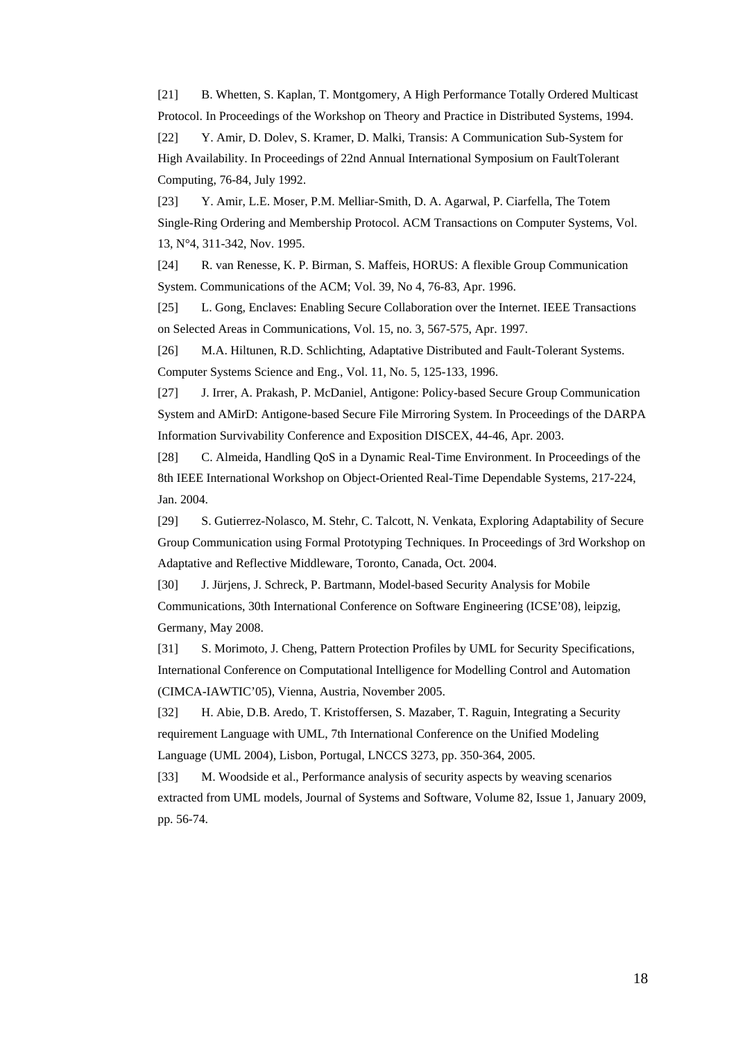[21] B. Whetten, S. Kaplan, T. Montgomery, A High Performance Totally Ordered Multicast Protocol. In Proceedings of the Workshop on Theory and Practice in Distributed Systems, 1994.

[22] Y. Amir, D. Dolev, S. Kramer, D. Malki, Transis: A Communication Sub-System for High Availability. In Proceedings of 22nd Annual International Symposium on FaultTolerant Computing, 76-84, July 1992.

[23] Y. Amir, L.E. Moser, P.M. Melliar-Smith, D. A. Agarwal, P. Ciarfella, The Totem Single-Ring Ordering and Membership Protocol. ACM Transactions on Computer Systems, Vol. 13, N°4, 311-342, Nov. 1995.

[24] R. van Renesse, K. P. Birman, S. Maffeis, HORUS: A flexible Group Communication System. Communications of the ACM; Vol. 39, No 4, 76-83, Apr. 1996.

[25] L. Gong, Enclaves: Enabling Secure Collaboration over the Internet. IEEE Transactions on Selected Areas in Communications, Vol. 15, no. 3, 567-575, Apr. 1997.

[26] M.A. Hiltunen, R.D. Schlichting, Adaptative Distributed and Fault-Tolerant Systems. Computer Systems Science and Eng., Vol. 11, No. 5, 125-133, 1996.

[27] J. Irrer, A. Prakash, P. McDaniel, Antigone: Policy-based Secure Group Communication System and AMirD: Antigone-based Secure File Mirroring System. In Proceedings of the DARPA Information Survivability Conference and Exposition DISCEX, 44-46, Apr. 2003.

[28] C. Almeida, Handling QoS in a Dynamic Real-Time Environment. In Proceedings of the 8th IEEE International Workshop on Object-Oriented Real-Time Dependable Systems, 217-224, Jan. 2004.

[29] S. Gutierrez-Nolasco, M. Stehr, C. Talcott, N. Venkata, Exploring Adaptability of Secure Group Communication using Formal Prototyping Techniques. In Proceedings of 3rd Workshop on Adaptative and Reflective Middleware, Toronto, Canada, Oct. 2004.

[30] J. Jürjens, J. Schreck, P. Bartmann, Model-based Security Analysis for Mobile Communications, 30th International Conference on Software Engineering (ICSE'08), leipzig, Germany, May 2008.

[31] S. Morimoto, J. Cheng, Pattern Protection Profiles by UML for Security Specifications, International Conference on Computational Intelligence for Modelling Control and Automation (CIMCA-IAWTIC'05), Vienna, Austria, November 2005.

[32] H. Abie, D.B. Aredo, T. Kristoffersen, S. Mazaber, T. Raguin, Integrating a Security requirement Language with UML, 7th International Conference on the Unified Modeling Language (UML 2004), Lisbon, Portugal, LNCCS 3273, pp. 350-364, 2005.

[33] M. Woodside et al., Performance analysis of security aspects by weaving scenarios extracted from UML models, Journal of Systems and Software, Volume 82, Issue 1, January 2009, pp. 56-74.